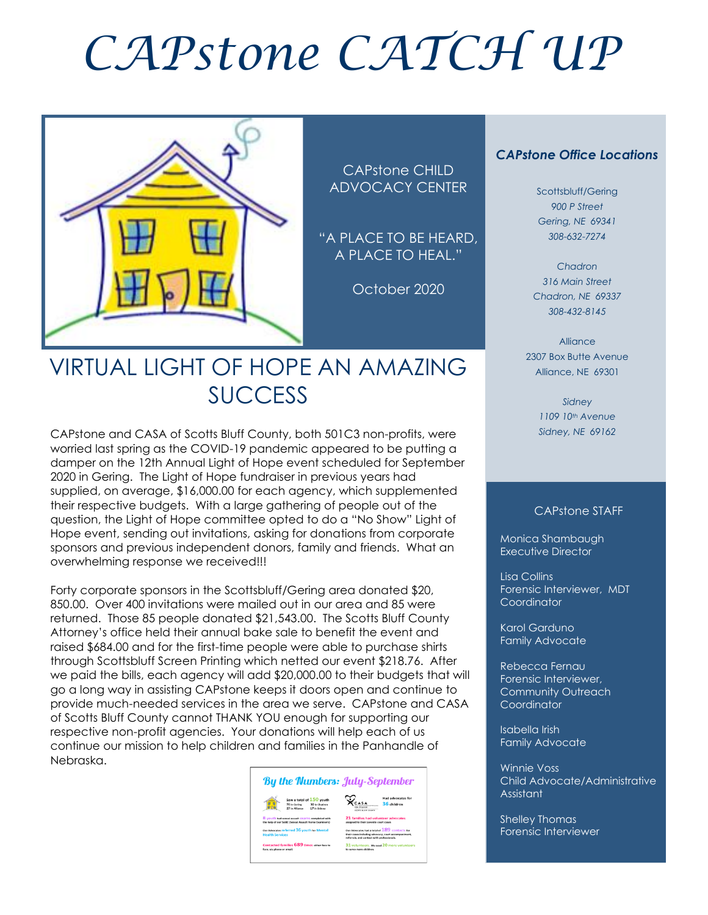# CAPstone CATCH UP

CAPstone CHILD ADVOCACY CENTER

"A PLACE TO BE HEARD, A PLACE TO HEAL."

October 2020

## VIRTUAL LIGHT OF HOPE AN AMAZING SUCCESS

CAPstone and CASA of Scotts Bluff County, both 501C3 non-profits, were worried last spring as the COVID-19 pandemic appeared to be putting a damper on the 12th Annual Light of Hope event scheduled for September 2020 in Gering. The Light of Hope fundraiser in previous years had supplied, on average, $16,000.00 for each agency, which supplemented their respective budgets. With a large gathering of people out of the question, the Light of Hope committee opted to do a "No Show" Light of Hope event, sending out invitations, asking for donations from corporate sponsors and previous independent donors, family and friends. What an overwhelming response we received!!!

Forty corporate sponsors in the Scottsbluff/Gering area donated $20,850.00. Over 400 invitations were mailed out in our area and 85 were returned. Those 85 people donated $21,543.00. The Scotts Bluff County Attorney's office held their annual bake sale to benefit the event and raised $684.00 and for the first-time people were able to purchase shirts through Scottsbluff Screen Printing which netted our event $218.76. After we paid the bills, each agency will add $20,000.00 to their budgets that will go a long way in assisting CAPstone keeps it doors open and continue to provide much-needed services in the area we serve. CAPstone and CASA of Scotts Bluff County cannot THANK YOU enough for supporting our respective non-profit agencies. Your donations will help each of us continue our mission to help children and families in the Panhandle of Nebraska.

### By the Numbers: July-September

Saw a total of 150 youth: 76 in Gering, 30 in Chadron, 27 in Alliance, 17 in Sidney

8 youth had sexual assault exams completed with the help of our SANE (Sexual Assault Nurse Examiners)

Our Advocates referred 36 youth for Mental Health Services

Contacted families 689 times either face to face, via phone or email.

Had advocates for 36 children

21 families had volunteer advocates assigned to their juvenile court cases

Our Advocates had a total of 189 contacts for their cases including advocacy, court accompaniment, referrals, and contact with professionals.

31 volunteers. We need 20 more volunteers to serve more children.

### CAPstone Office Locations

Scottsbluff/Gering
900 P Street
Gering, NE 69341
308-632-7274

Chadron
316 Main Street
Chadron, NE 69337
308-432-8145

Alliance
2307 Box Butte Avenue
Alliance, NE 69301

Sidney
1109 10th Avenue
Sidney, NE 69162

### CAPstone STAFF

Monica Shambaugh
Executive Director

Lisa Collins
Forensic Interviewer, MDT Coordinator

Karol Garduno
Family Advocate

Rebecca Fernau
Forensic Interviewer, Community Outreach Coordinator

Isabella Irish
Family Advocate

Winnie Voss
Child Advocate/Administrative Assistant

Shelley Thomas
Forensic Interviewer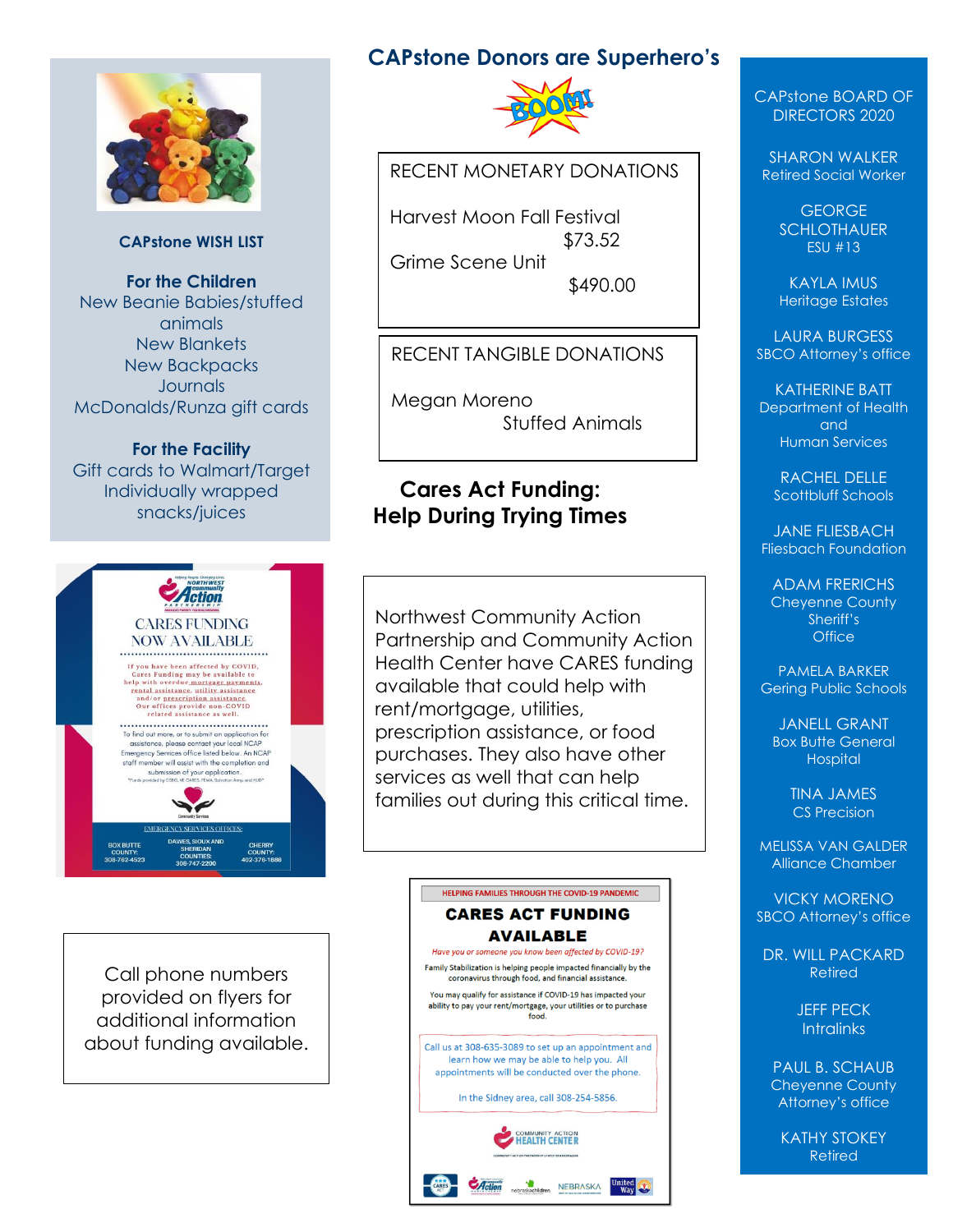## CAPstone WISH LIST

**For the Children**
New Beanie Babies/stuffed animals
New Blankets
New Backpacks
Journals
McDonalds/Runza gift cards

**For the Facility**
Gift cards to Walmart/Target
Individually wrapped snacks/juices

## CAPstone Donors are Superhero's

**RECENT MONETARY DONATIONS**

Harvest Moon Fall Festival — $73.52
Grime Scene Unit — $490.00

**RECENT TANGIBLE DONATIONS**

Megan Moreno — Stuffed Animals

## Cares Act Funding: Help During Trying Times

Northwest Community Action Partnership and Community Action Health Center have CARES funding available that could help with rent/mortgage, utilities, prescription assistance, or food purchases. They also have other services as well that can help families out during this critical time.

Call phone numbers provided on flyers for additional information about funding available.

## CAPstone BOARD OF DIRECTORS 2020

SHARON WALKER
Retired Social Worker

GEORGE SCHLOTHAUER
ESU #13

KAYLA IMUS
Heritage Estates

LAURA BURGESS
SBCO Attorney's office

KATHERINE BATT
Department of Health and Human Services

RACHEL DELLE
Scottbluff Schools

JANE FLIESBACH
Fliesbach Foundation

ADAM FRERICHS
Cheyenne County Sheriff's Office

PAMELA BARKER
Gering Public Schools

JANELL GRANT
Box Butte General Hospital

TINA JAMES
CS Precision

MELISSA VAN GALDER
Alliance Chamber

VICKY MORENO
SBCO Attorney's office

DR. WILL PACKARD
Retired

JEFF PECK
Intralinks

PAUL B. SCHAUB
Cheyenne County Attorney's office

KATHY STOKEY
Retired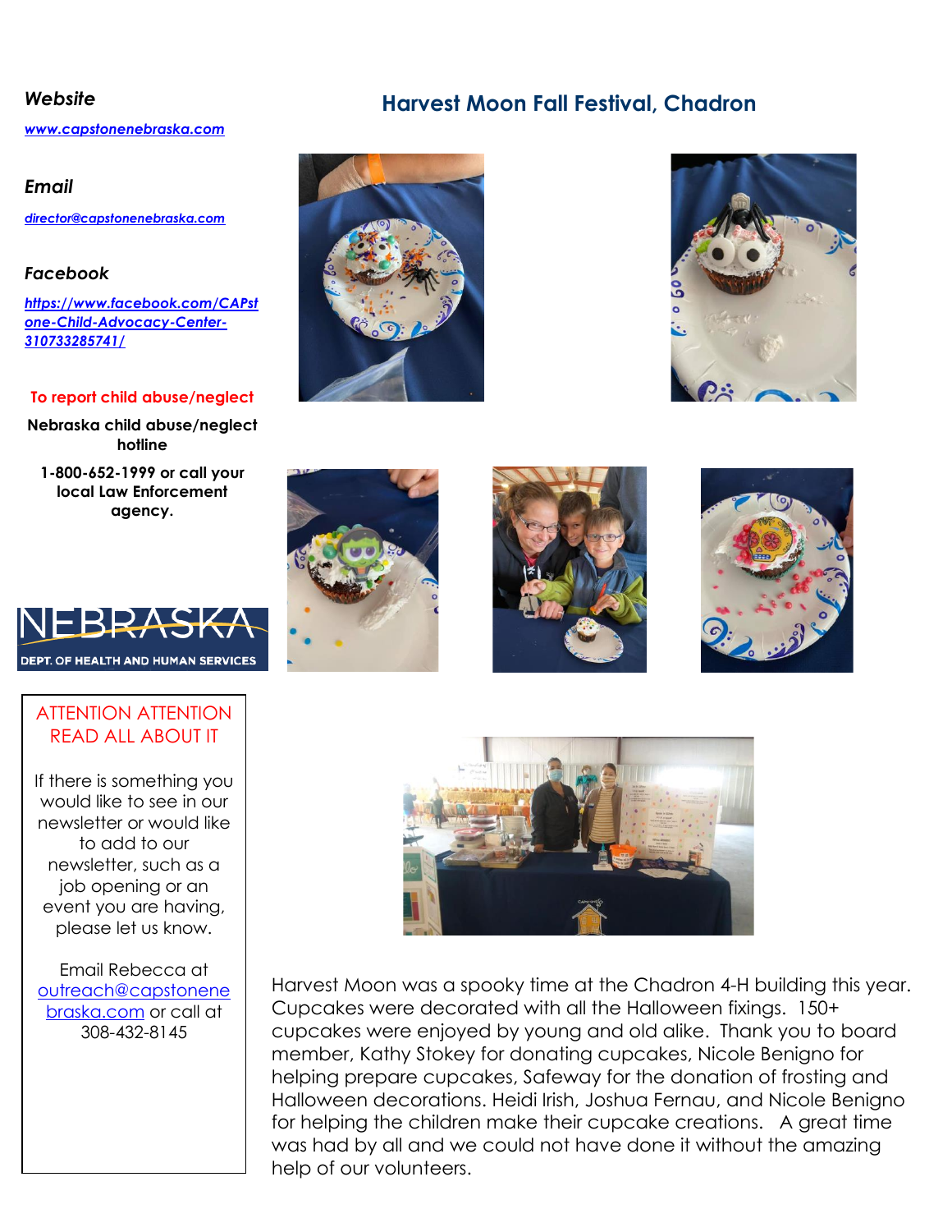## Website

[www.capstonenebraska.com](http://www.capstonenebraska.com)

## Email

[director@capstonenebraska.com](mailto:director@capstonenebraska.com)

## Facebook

[https://www.facebook.com/CAPstone-Child-Advocacy-Center-310733285741/](https://www.facebook.com/CAPstone-Child-Advocacy-Center-310733285741/)

**To report child abuse/neglect**

**Nebraska child abuse/neglect hotline**

**1-800-652-1999 or call your local Law Enforcement agency.**

NEBRASKA
DEPT. OF HEALTH AND HUMAN SERVICES

ATTENTION ATTENTION
READ ALL ABOUT IT

If there is something you would like to see in our newsletter or would like to add to our newsletter, such as a job opening or an event you are having, please let us know.

Email Rebecca at [outreach@capstonenebraska.com](mailto:outreach@capstonenebraska.com) or call at 308-432-8145

# Harvest Moon Fall Festival, Chadron

Harvest Moon was a spooky time at the Chadron 4-H building this year. Cupcakes were decorated with all the Halloween fixings. 150+ cupcakes were enjoyed by young and old alike. Thank you to board member, Kathy Stokey for donating cupcakes, Nicole Benigno for helping prepare cupcakes, Safeway for the donation of frosting and Halloween decorations. Heidi Irish, Joshua Fernau, and Nicole Benigno for helping the children make their cupcake creations. A great time was had by all and we could not have done it without the amazing help of our volunteers.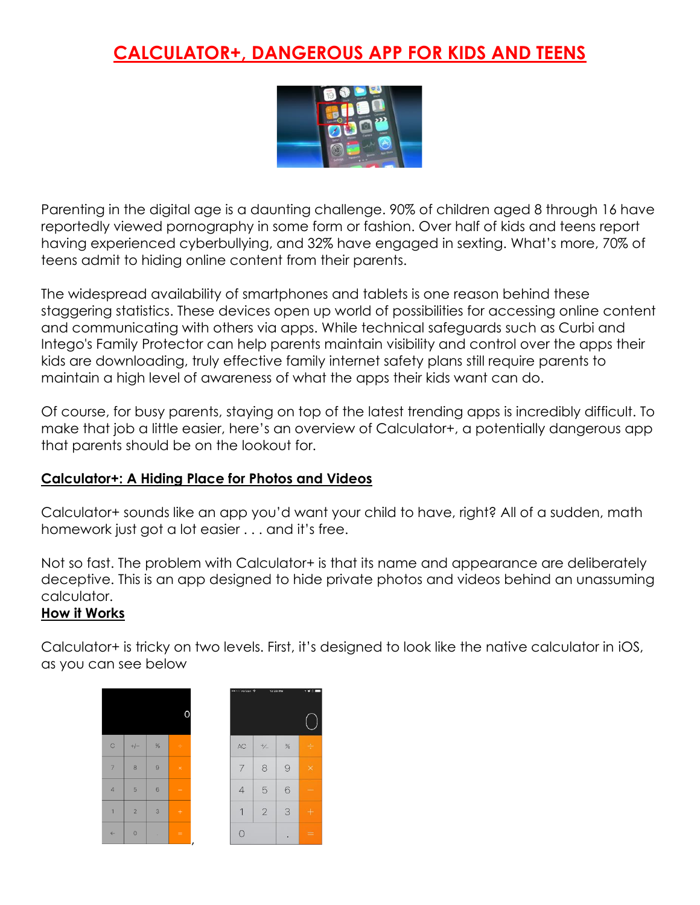# CALCULATOR+, DANGEROUS APP FOR KIDS AND TEENS

Parenting in the digital age is a daunting challenge. 90% of children aged 8 through 16 have reportedly viewed pornography in some form or fashion. Over half of kids and teens report having experienced cyberbullying, and 32% have engaged in sexting. What's more, 70% of teens admit to hiding online content from their parents.

The widespread availability of smartphones and tablets is one reason behind these staggering statistics. These devices open up world of possibilities for accessing online content and communicating with others via apps. While technical safeguards such as Curbi and Intego's Family Protector can help parents maintain visibility and control over the apps their kids are downloading, truly effective family internet safety plans still require parents to maintain a high level of awareness of what the apps their kids want can do.

Of course, for busy parents, staying on top of the latest trending apps is incredibly difficult. To make that job a little easier, here's an overview of Calculator+, a potentially dangerous app that parents should be on the lookout for.

## Calculator+: A Hiding Place for Photos and Videos

Calculator+ sounds like an app you'd want your child to have, right? All of a sudden, math homework just got a lot easier . . . and it's free.

Not so fast. The problem with Calculator+ is that its name and appearance are deliberately deceptive. This is an app designed to hide private photos and videos behind an unassuming calculator.

## How it Works

Calculator+ is tricky on two levels. First, it's designed to look like the native calculator in iOS, as you can see below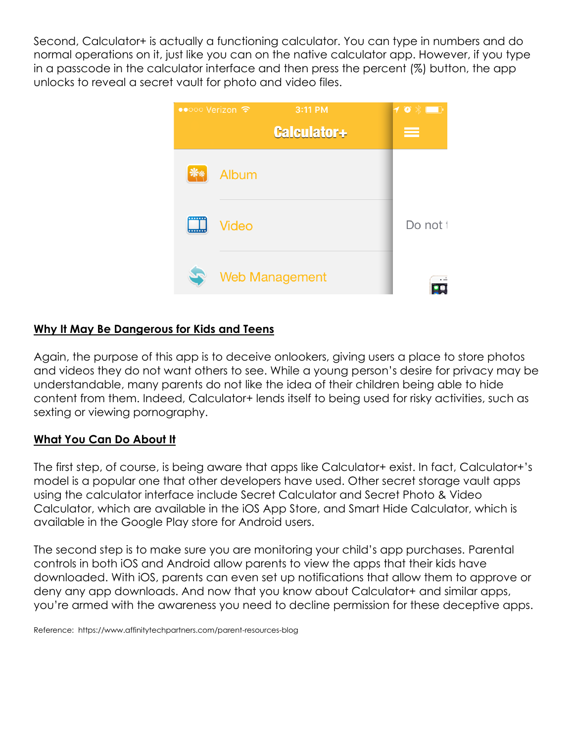Second, Calculator+ is actually a functioning calculator. You can type in numbers and do normal operations on it, just like you can on the native calculator app. However, if you type in a passcode in the calculator interface and then press the percent (%) button, the app unlocks to reveal a secret vault for photo and video files.

**<u>Why It May Be Dangerous for Kids and Teens</u>**

Again, the purpose of this app is to deceive onlookers, giving users a place to store photos and videos they do not want others to see. While a young person's desire for privacy may be understandable, many parents do not like the idea of their children being able to hide content from them. Indeed, Calculator+ lends itself to being used for risky activities, such as sexting or viewing pornography.

**<u>What You Can Do About It</u>**

The first step, of course, is being aware that apps like Calculator+ exist. In fact, Calculator+'s model is a popular one that other developers have used. Other secret storage vault apps using the calculator interface include Secret Calculator and Secret Photo & Video Calculator, which are available in the iOS App Store, and Smart Hide Calculator, which is available in the Google Play store for Android users.

The second step is to make sure you are monitoring your child's app purchases. Parental controls in both iOS and Android allow parents to view the apps that their kids have downloaded. With iOS, parents can even set up notifications that allow them to approve or deny any app downloads. And now that you know about Calculator+ and similar apps, you're armed with the awareness you need to decline permission for these deceptive apps.

Reference: https://www.affinitytechpartners.com/parent-resources-blog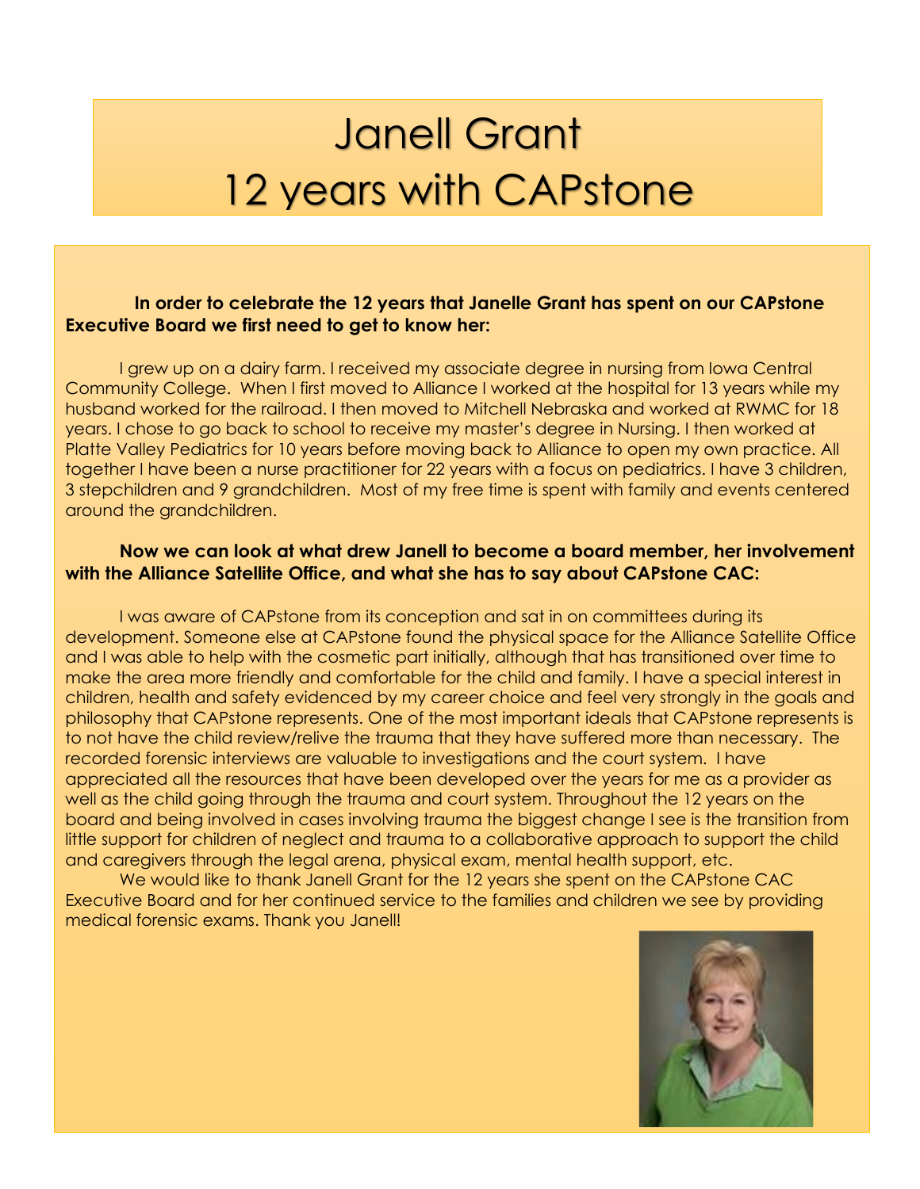# Janell Grant
# 12 years with CAPstone

**In order to celebrate the 12 years that Janelle Grant has spent on our CAPstone Executive Board we first need to get to know her:**

I grew up on a dairy farm. I received my associate degree in nursing from Iowa Central Community College. When I first moved to Alliance I worked at the hospital for 13 years while my husband worked for the railroad. I then moved to Mitchell Nebraska and worked at RWMC for 18 years. I chose to go back to school to receive my master's degree in Nursing. I then worked at Platte Valley Pediatrics for 10 years before moving back to Alliance to open my own practice. All together I have been a nurse practitioner for 22 years with a focus on pediatrics. I have 3 children, 3 stepchildren and 9 grandchildren. Most of my free time is spent with family and events centered around the grandchildren.

**Now we can look at what drew Janell to become a board member, her involvement with the Alliance Satellite Office, and what she has to say about CAPstone CAC:**

I was aware of CAPstone from its conception and sat in on committees during its development. Someone else at CAPstone found the physical space for the Alliance Satellite Office and I was able to help with the cosmetic part initially, although that has transitioned over time to make the area more friendly and comfortable for the child and family. I have a special interest in children, health and safety evidenced by my career choice and feel very strongly in the goals and philosophy that CAPstone represents. One of the most important ideals that CAPstone represents is to not have the child review/relive the trauma that they have suffered more than necessary. The recorded forensic interviews are valuable to investigations and the court system. I have appreciated all the resources that have been developed over the years for me as a provider as well as the child going through the trauma and court system. Throughout the 12 years on the board and being involved in cases involving trauma the biggest change I see is the transition from little support for children of neglect and trauma to a collaborative approach to support the child and caregivers through the legal arena, physical exam, mental health support, etc.

We would like to thank Janell Grant for the 12 years she spent on the CAPstone CAC Executive Board and for her continued service to the families and children we see by providing medical forensic exams. Thank you Janell!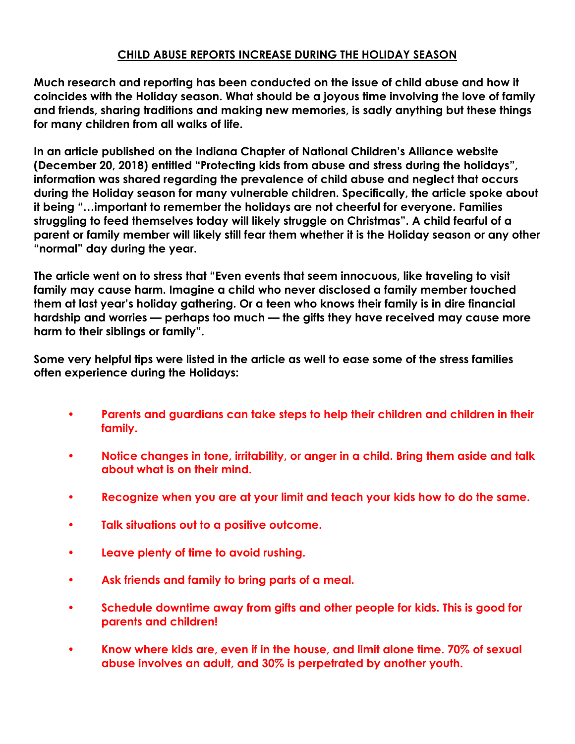## CHILD ABUSE REPORTS INCREASE DURING THE HOLIDAY SEASON

**Much research and reporting has been conducted on the issue of child abuse and how it coincides with the Holiday season. What should be a joyous time involving the love of family and friends, sharing traditions and making new memories, is sadly anything but these things for many children from all walks of life.**

**In an article published on the Indiana Chapter of National Children's Alliance website (December 20, 2018) entitled "Protecting kids from abuse and stress during the holidays", information was shared regarding the prevalence of child abuse and neglect that occurs during the Holiday season for many vulnerable children. Specifically, the article spoke about it being "…important to remember the holidays are not cheerful for everyone. Families struggling to feed themselves today will likely struggle on Christmas". A child fearful of a parent or family member will likely still fear them whether it is the Holiday season or any other "normal" day during the year.**

**The article went on to stress that "Even events that seem innocuous, like traveling to visit family may cause harm. Imagine a child who never disclosed a family member touched them at last year's holiday gathering. Or a teen who knows their family is in dire financial hardship and worries — perhaps too much — the gifts they have received may cause more harm to their siblings or family".**

**Some very helpful tips were listed in the article as well to ease some of the stress families often experience during the Holidays:**

- **Parents and guardians can take steps to help their children and children in their family.**
- **Notice changes in tone, irritability, or anger in a child. Bring them aside and talk about what is on their mind.**
- **Recognize when you are at your limit and teach your kids how to do the same.**
- **Talk situations out to a positive outcome.**
- **Leave plenty of time to avoid rushing.**
- **Ask friends and family to bring parts of a meal.**
- **Schedule downtime away from gifts and other people for kids. This is good for parents and children!**
- **Know where kids are, even if in the house, and limit alone time. 70% of sexual abuse involves an adult, and 30% is perpetrated by another youth.**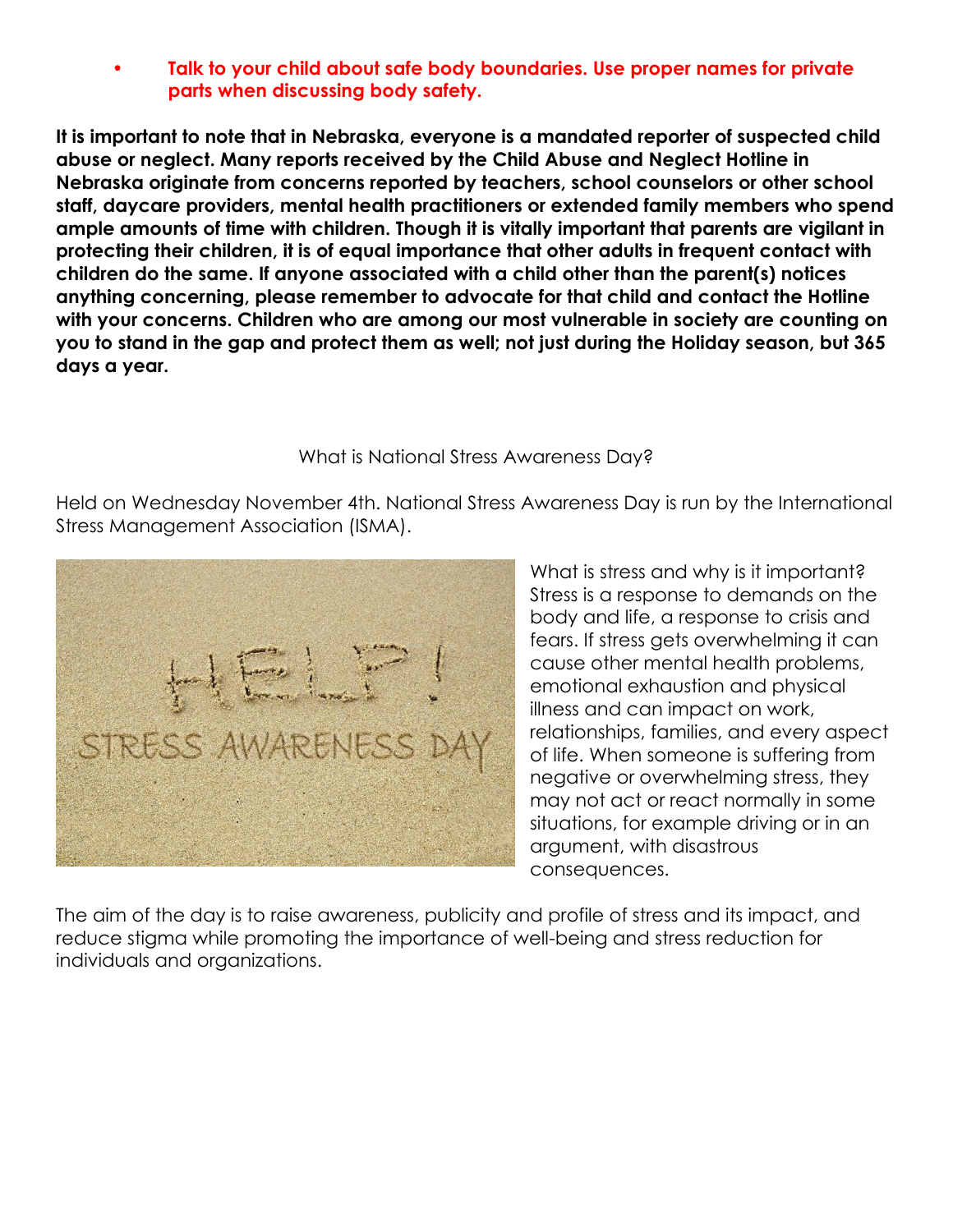- **Talk to your child about safe body boundaries. Use proper names for private parts when discussing body safety.**

**It is important to note that in Nebraska, everyone is a mandated reporter of suspected child abuse or neglect. Many reports received by the Child Abuse and Neglect Hotline in Nebraska originate from concerns reported by teachers, school counselors or other school staff, daycare providers, mental health practitioners or extended family members who spend ample amounts of time with children. Though it is vitally important that parents are vigilant in protecting their children, it is of equal importance that other adults in frequent contact with children do the same. If anyone associated with a child other than the parent(s) notices anything concerning, please remember to advocate for that child and contact the Hotline with your concerns. Children who are among our most vulnerable in society are counting on you to stand in the gap and protect them as well; not just during the Holiday season, but 365 days a year.**

What is National Stress Awareness Day?

Held on Wednesday November 4th. National Stress Awareness Day is run by the International Stress Management Association (ISMA).

What is stress and why is it important? Stress is a response to demands on the body and life, a response to crisis and fears. If stress gets overwhelming it can cause other mental health problems, emotional exhaustion and physical illness and can impact on work, relationships, families, and every aspect of life. When someone is suffering from negative or overwhelming stress, they may not act or react normally in some situations, for example driving or in an argument, with disastrous consequences.

The aim of the day is to raise awareness, publicity and profile of stress and its impact, and reduce stigma while promoting the importance of well-being and stress reduction for individuals and organizations.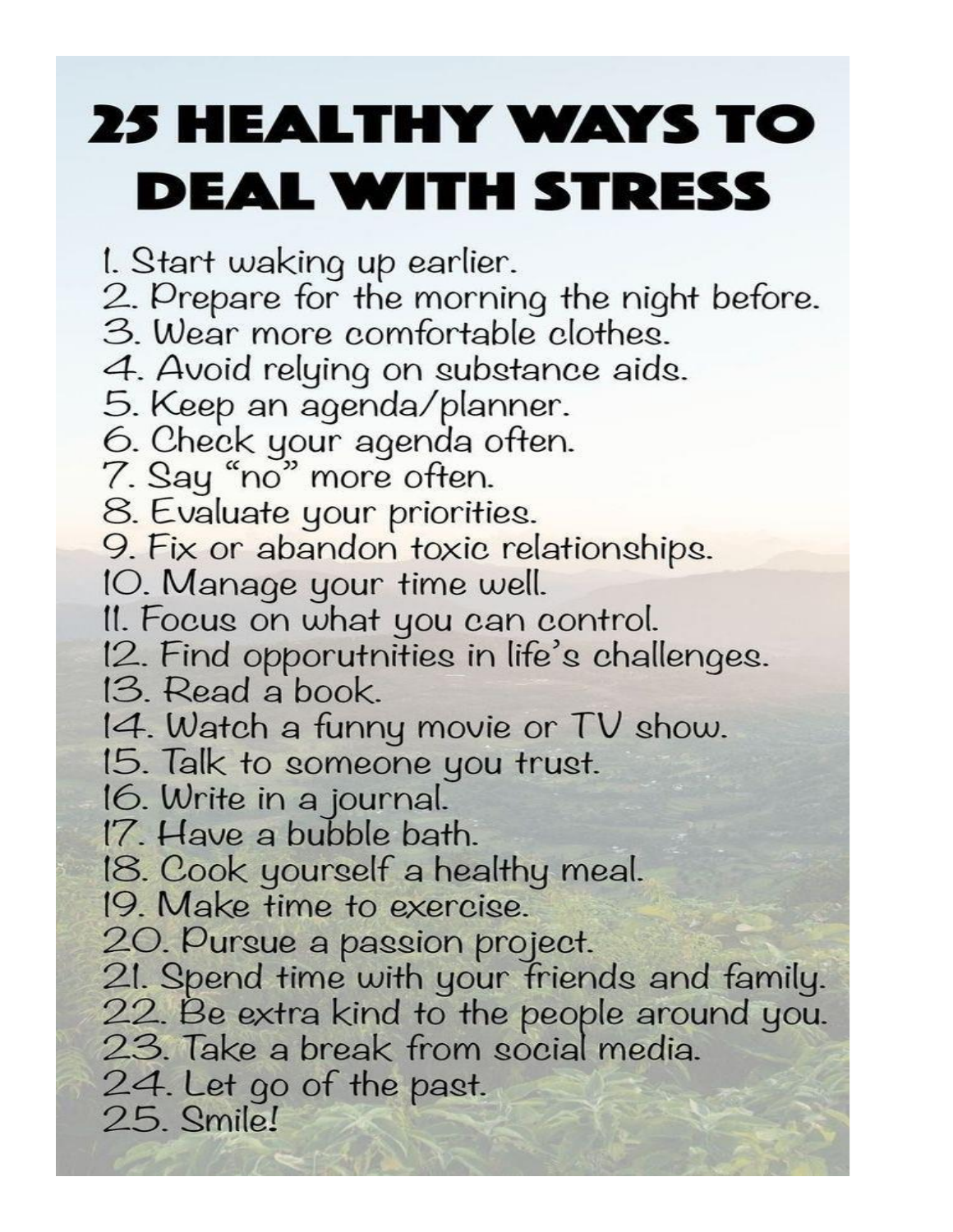# 25 HEALTHY WAYS TO DEAL WITH STRESS

1. Start waking up earlier.
2. Prepare for the morning the night before.
3. Wear more comfortable clothes.
4. Avoid relying on substance aids.
5. Keep an agenda/planner.
6. Check your agenda often.
7. Say "no" more often.
8. Evaluate your priorities.
9. Fix or abandon toxic relationships.
10. Manage your time well.
11. Focus on what you can control.
12. Find opporutnities in life's challenges.
13. Read a book.
14. Watch a funny movie or TV show.
15. Talk to someone you trust.
16. Write in a journal.
17. Have a bubble bath.
18. Cook yourself a healthy meal.
19. Make time to exercise.
20. Pursue a passion project.
21. Spend time with your friends and family.
22. Be extra kind to the people around you.
23. Take a break from social media.
24. Let go of the past.
25. Smile!